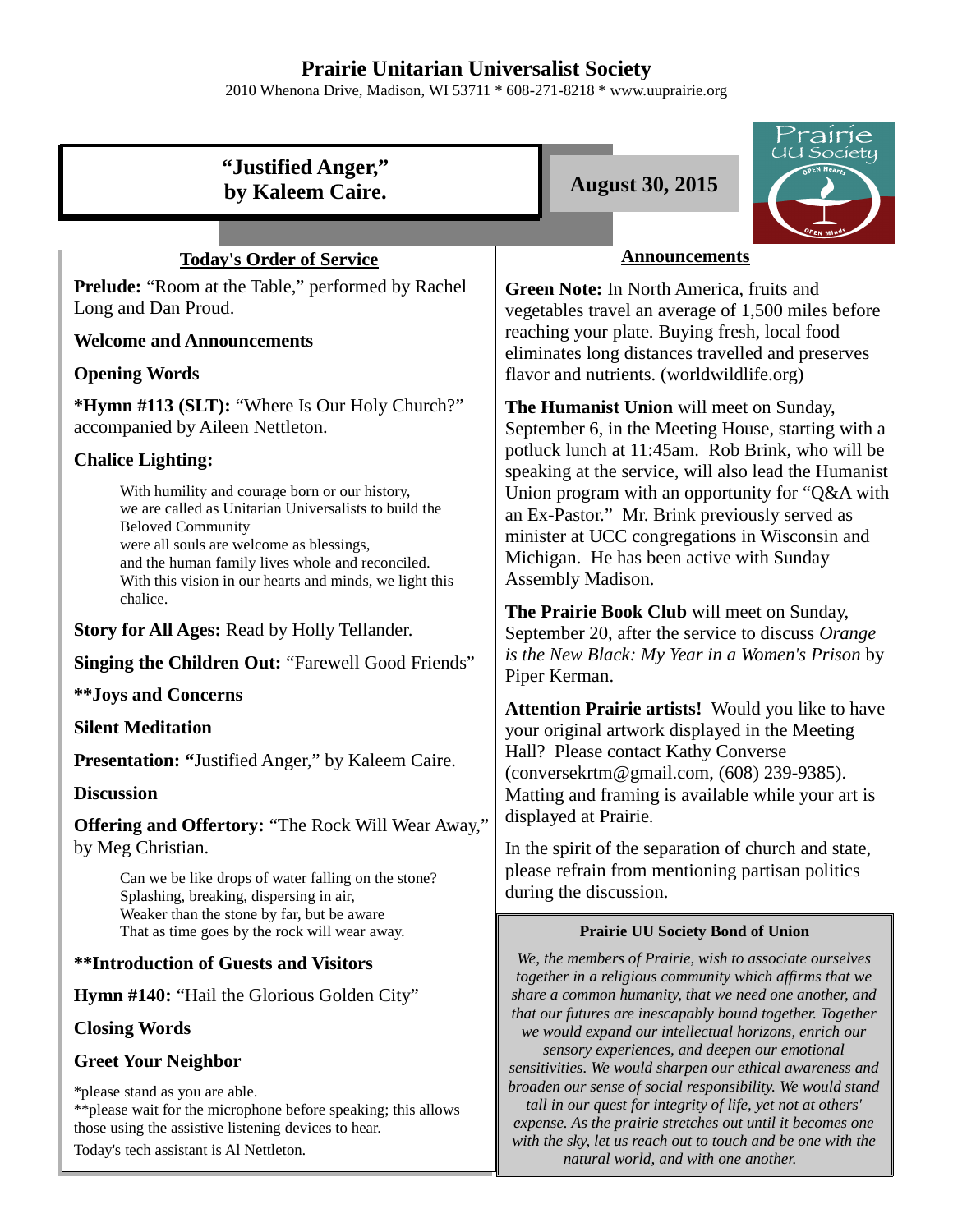# Prairie Unitarian Universalist Society

2010 Whenona Drive, Madison, WI 53711 * 608-271-8218 * www.uuprairie.org

## "Justified Anger," by Kaleem Caire.

**August 30, 2015**

### Today's Order of Service

**Prelude:** "Room at the Table," performed by Rachel Long and Dan Proud.

**Welcome and Announcements**

**Opening Words**

***Hymn #113 (SLT):** "Where Is Our Holy Church?" accompanied by Aileen Nettleton.

**Chalice Lighting:**

> With humility and courage born or our history,
> we are called as Unitarian Universalists to build the Beloved Community
> were all souls are welcome as blessings,
> and the human family lives whole and reconciled.
> With this vision in our hearts and minds, we light this chalice.

**Story for All Ages:** Read by Holly Tellander.

**Singing the Children Out:** "Farewell Good Friends"

****Joys and Concerns**

**Silent Meditation**

**Presentation: "**Justified Anger," by Kaleem Caire.

**Discussion**

**Offering and Offertory:** "The Rock Will Wear Away," by Meg Christian.

> Can we be like drops of water falling on the stone?
> Splashing, breaking, dispersing in air,
> Weaker than the stone by far, but be aware
> That as time goes by the rock will wear away.

****Introduction of Guests and Visitors**

**Hymn #140:** "Hail the Glorious Golden City"

**Closing Words**

**Greet Your Neighbor**

*please stand as you are able.
**please wait for the microphone before speaking; this allows those using the assistive listening devices to hear.

Today's tech assistant is Al Nettleton.

### Announcements

**Green Note:** In North America, fruits and vegetables travel an average of 1,500 miles before reaching your plate. Buying fresh, local food eliminates long distances travelled and preserves flavor and nutrients. (worldwildlife.org)

**The Humanist Union** will meet on Sunday, September 6, in the Meeting House, starting with a potluck lunch at 11:45am. Rob Brink, who will be speaking at the service, will also lead the Humanist Union program with an opportunity for "Q&A with an Ex-Pastor." Mr. Brink previously served as minister at UCC congregations in Wisconsin and Michigan. He has been active with Sunday Assembly Madison.

**The Prairie Book Club** will meet on Sunday, September 20, after the service to discuss *Orange is the New Black: My Year in a Women's Prison* by Piper Kerman.

**Attention Prairie artists!** Would you like to have your original artwork displayed in the Meeting Hall? Please contact Kathy Converse (conversekrtm@gmail.com, (608) 239-9385). Matting and framing is available while your art is displayed at Prairie.

In the spirit of the separation of church and state, please refrain from mentioning partisan politics during the discussion.

**Prairie UU Society Bond of Union**

*We, the members of Prairie, wish to associate ourselves together in a religious community which affirms that we share a common humanity, that we need one another, and that our futures are inescapably bound together. Together we would expand our intellectual horizons, enrich our sensory experiences, and deepen our emotional sensitivities. We would sharpen our ethical awareness and broaden our sense of social responsibility. We would stand tall in our quest for integrity of life, yet not at others' expense. As the prairie stretches out until it becomes one with the sky, let us reach out to touch and be one with the natural world, and with one another.*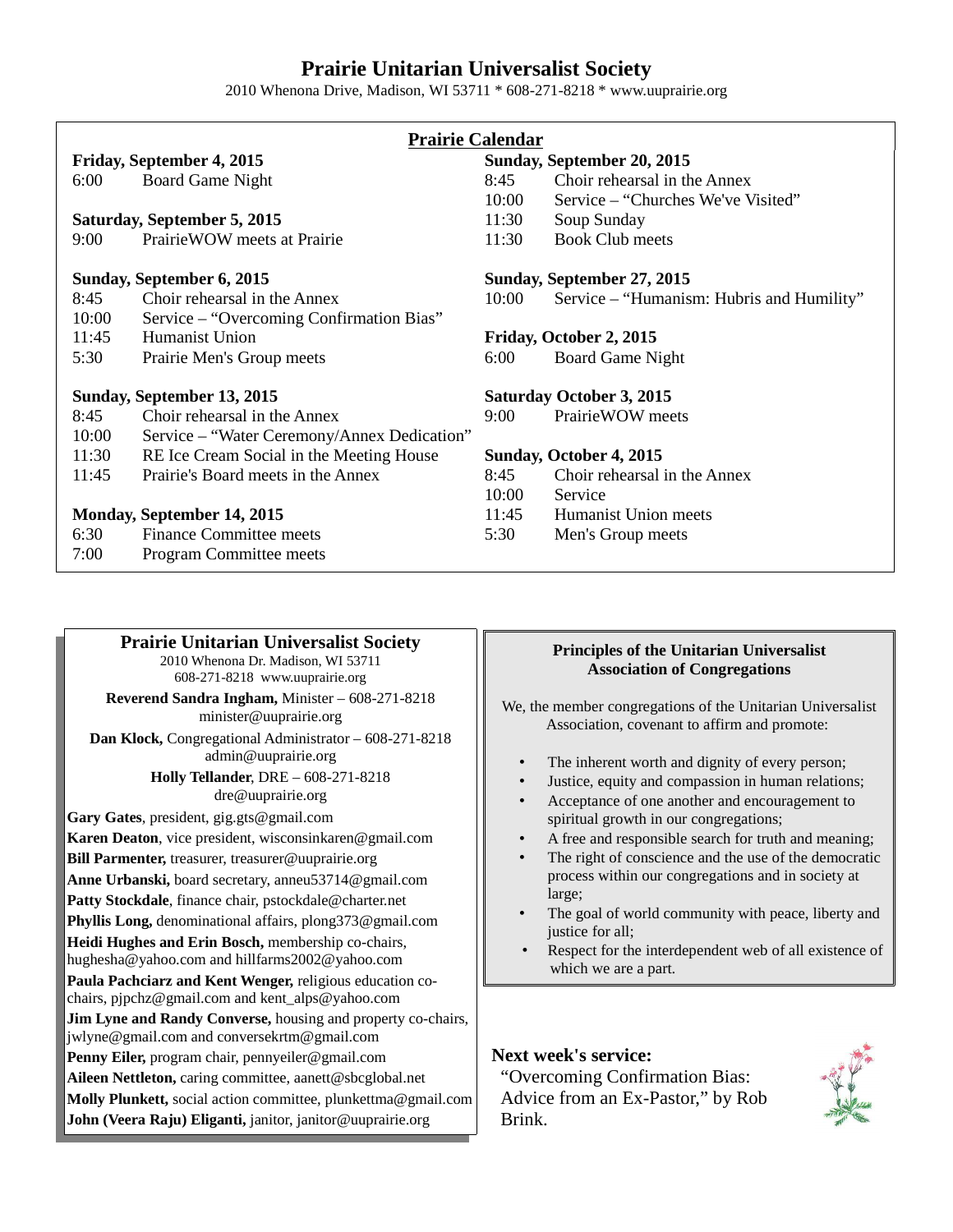# Prairie Unitarian Universalist Society

2010 Whenona Drive, Madison, WI 53711 * 608-271-8218 * www.uuprairie.org

## Prairie Calendar

**Friday, September 4, 2015**
6:00 Board Game Night

**Saturday, September 5, 2015**
9:00 PrairieWOW meets at Prairie

**Sunday, September 6, 2015**
8:45 Choir rehearsal in the Annex
10:00 Service – "Overcoming Confirmation Bias"
11:45 Humanist Union
5:30 Prairie Men's Group meets

**Sunday, September 13, 2015**
8:45 Choir rehearsal in the Annex
10:00 Service – "Water Ceremony/Annex Dedication"
11:30 RE Ice Cream Social in the Meeting House
11:45 Prairie's Board meets in the Annex

**Monday, September 14, 2015**
6:30 Finance Committee meets
7:00 Program Committee meets

**Sunday, September 20, 2015**
8:45 Choir rehearsal in the Annex
10:00 Service – "Churches We've Visited"
11:30 Soup Sunday
11:30 Book Club meets

**Sunday, September 27, 2015**
10:00 Service – "Humanism: Hubris and Humility"

**Friday, October 2, 2015**
6:00 Board Game Night

**Saturday October 3, 2015**
9:00 PrairieWOW meets

**Sunday, October 4, 2015**
8:45 Choir rehearsal in the Annex
10:00 Service
11:45 Humanist Union meets
5:30 Men's Group meets

### Prairie Unitarian Universalist Society

2010 Whenona Dr. Madison, WI 53711
608-271-8218 www.uuprairie.org

**Reverend Sandra Ingham,** Minister – 608-271-8218
minister@uuprairie.org

**Dan Klock,** Congregational Administrator – 608-271-8218
admin@uuprairie.org

**Holly Tellander**, DRE – 608-271-8218
dre@uuprairie.org

**Gary Gates**, president, gig.gts@gmail.com
**Karen Deaton**, vice president, wisconsinkaren@gmail.com
**Bill Parmenter,** treasurer, treasurer@uuprairie.org
**Anne Urbanski,** board secretary, anneu53714@gmail.com
**Patty Stockdale**, finance chair, pstockdale@charter.net
**Phyllis Long,** denominational affairs, plong373@gmail.com
**Heidi Hughes and Erin Bosch,** membership co-chairs, hughesha@yahoo.com and hillfarms2002@yahoo.com
**Paula Pachciarz and Kent Wenger,** religious education co-chairs, pjpchz@gmail.com and kent_alps@yahoo.com
**Jim Lyne and Randy Converse,** housing and property co-chairs, jwlyne@gmail.com and conversekrtm@gmail.com
**Penny Eiler,** program chair, pennyeiler@gmail.com
**Aileen Nettleton,** caring committee, aanett@sbcglobal.net
**Molly Plunkett,** social action committee, plunkettma@gmail.com
**John (Veera Raju) Eliganti,** janitor, janitor@uuprairie.org

### Principles of the Unitarian Universalist Association of Congregations

We, the member congregations of the Unitarian Universalist Association, covenant to affirm and promote:

- The inherent worth and dignity of every person;
- Justice, equity and compassion in human relations;
- Acceptance of one another and encouragement to spiritual growth in our congregations;
- A free and responsible search for truth and meaning;
- The right of conscience and the use of the democratic process within our congregations and in society at large;
- The goal of world community with peace, liberty and justice for all;
- Respect for the interdependent web of all existence of which we are a part.

**Next week's service:**
"Overcoming Confirmation Bias: Advice from an Ex-Pastor," by Rob Brink.